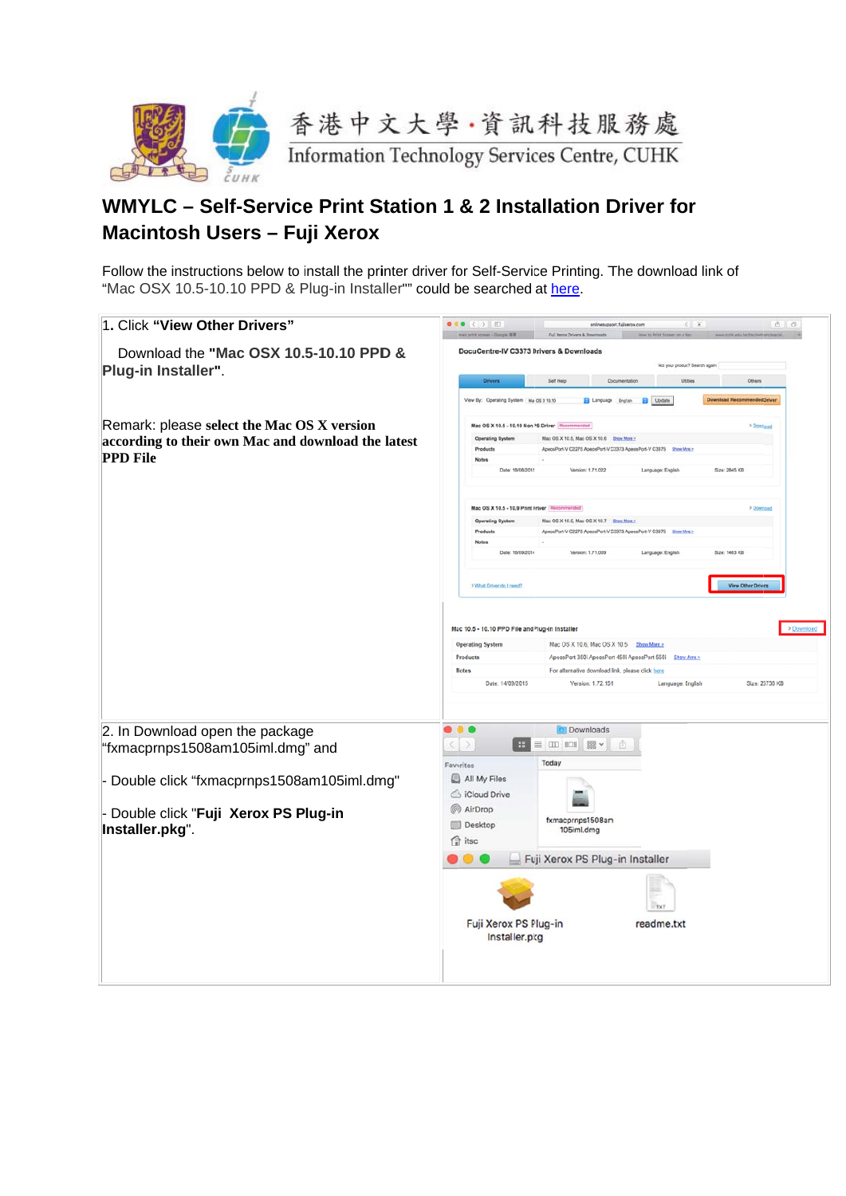香港中文大學·資訊科技服務處
Information Technology Services Centre, CUHK

# WMYLC – Self-Service Print Station 1 & 2 Installation Driver for Macintosh Users – Fuji Xerox

Follow the instructions below to install the printer driver for Self-Service Printing. The download link of "Mac OSX 10.5-10.10 PPD & Plug-in Installer"" could be searched at here.

| | |
|---|---|
| 1. Click **"View Other Drivers"**<br><br>Download the **"Mac OSX 10.5-10.10 PPD & Plug-in Installer"**.<br><br>Remark: please **select the Mac OS X version according to their own Mac and download the latest PPD File** | |
| 2. In Download open the package "fxmacprnps1508am105iml.dmg" and<br><br>- Double click "fxmacprnps1508am105iml.dmg"<br><br>- Double click "**Fuji Xerox PS Plug-in Installer.pkg**". | |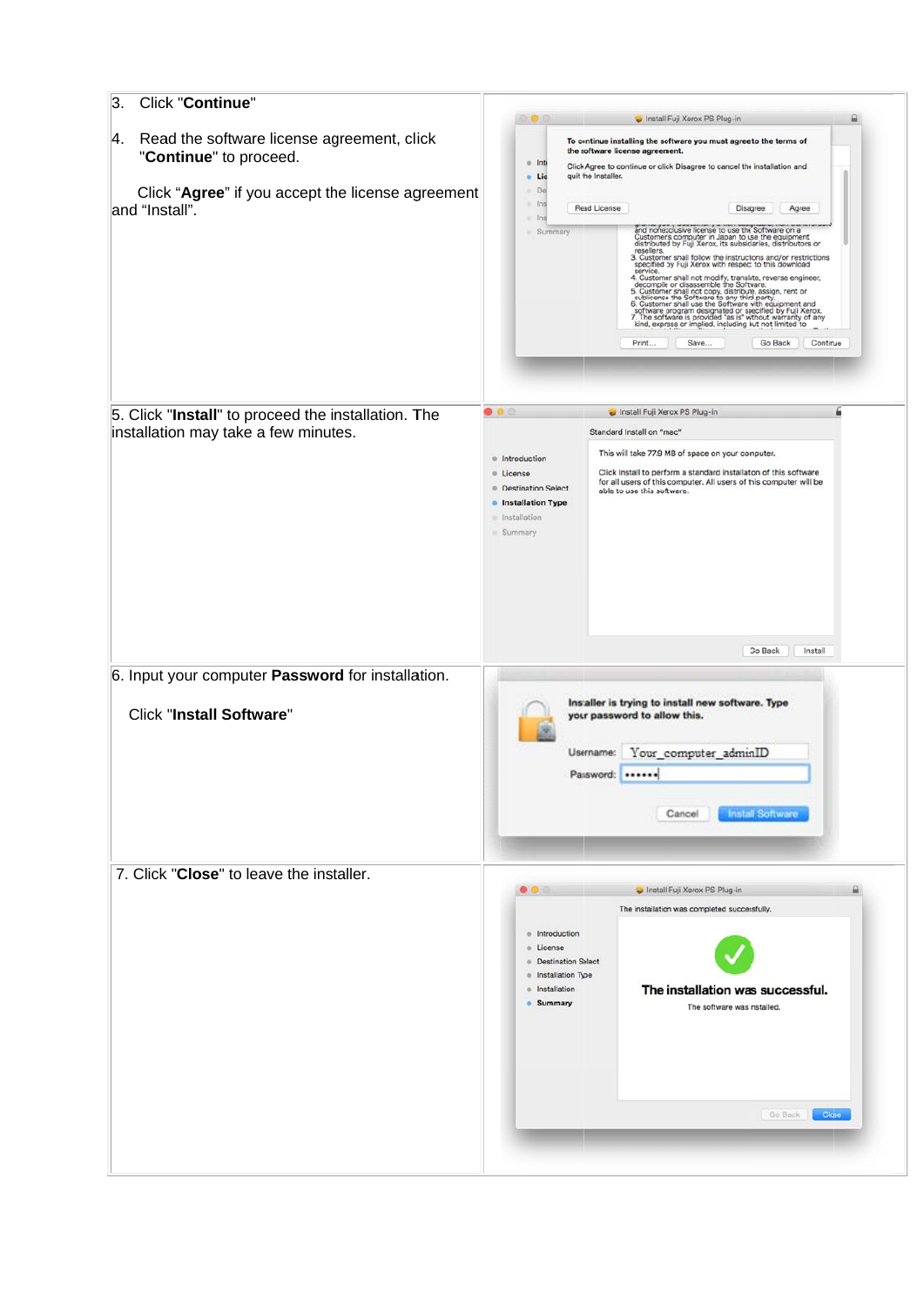3. Click "**Continue**"

4. Read the software license agreement, click "**Continue**" to proceed.

   Click "**Agree**" if you accept the license agreement and "Install".

5. Click "**Install**" to proceed the installation. The installation may take a few minutes.

6. Input your computer **Password** for installation.

   Click "**Install Software**"

7. Click "**Close**" to leave the installer.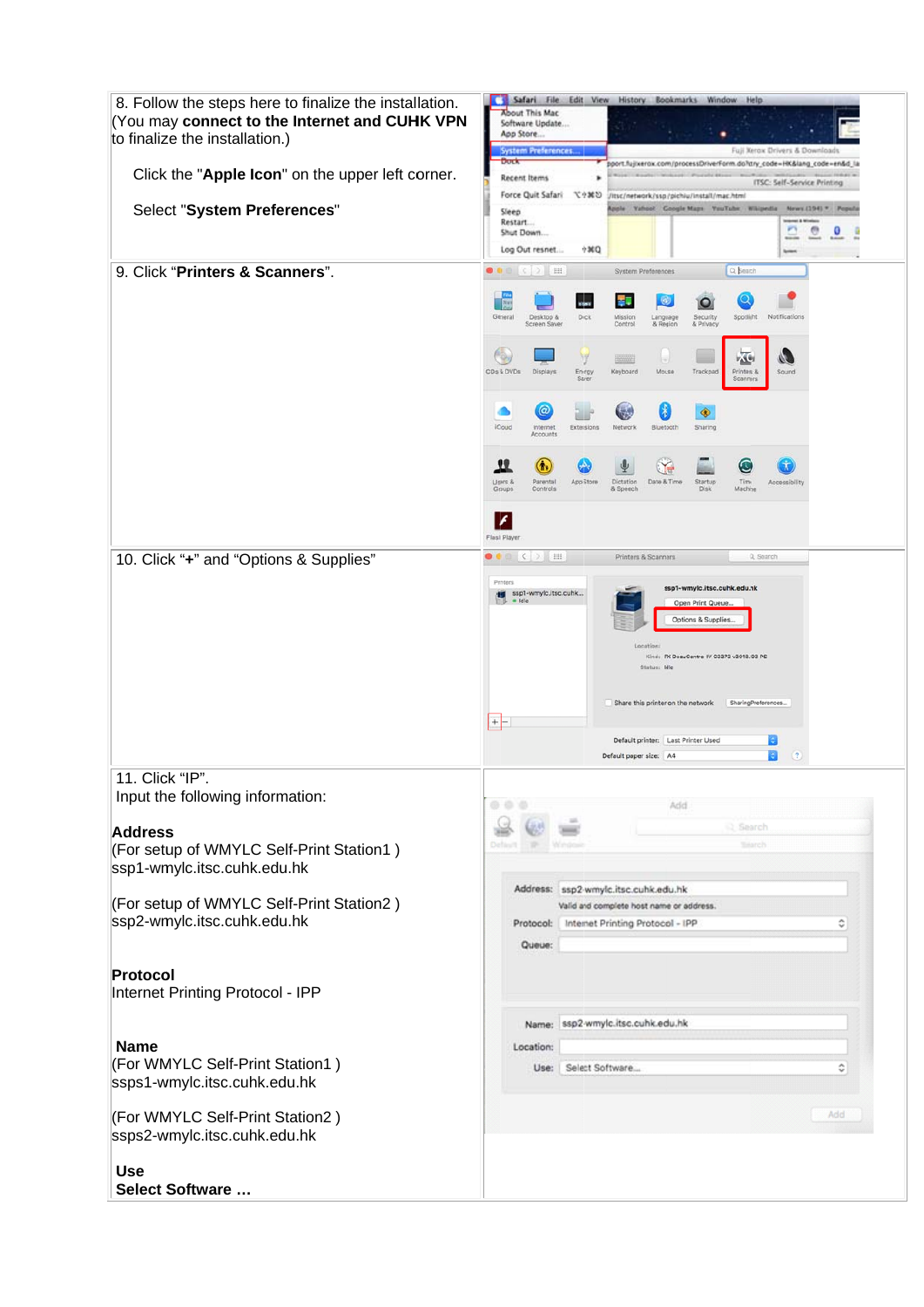8. Follow the steps here to finalize the installation. (You may **connect to the Internet and CUHK VPN** to finalize the installation.)

Click the "**Apple Icon**" on the upper left corner.

Select "**System Preferences**"

9. Click “**Printers & Scanners**”.

10. Click “**+**” and “Options & Supplies”

11. Click “IP”.
Input the following information:

**Address**
(For setup of WMYLC Self-Print Station1 )
ssp1-wmylc.itsc.cuhk.edu.hk

(For setup of WMYLC Self-Print Station2 )
ssp2-wmylc.itsc.cuhk.edu.hk

**Protocol**
Internet Printing Protocol - IPP

**Name**
(For WMYLC Self-Print Station1 )
ssps1-wmylc.itsc.cuhk.edu.hk

(For WMYLC Self-Print Station2 )
ssps2-wmylc.itsc.cuhk.edu.hk

**Use**
**Select Software …**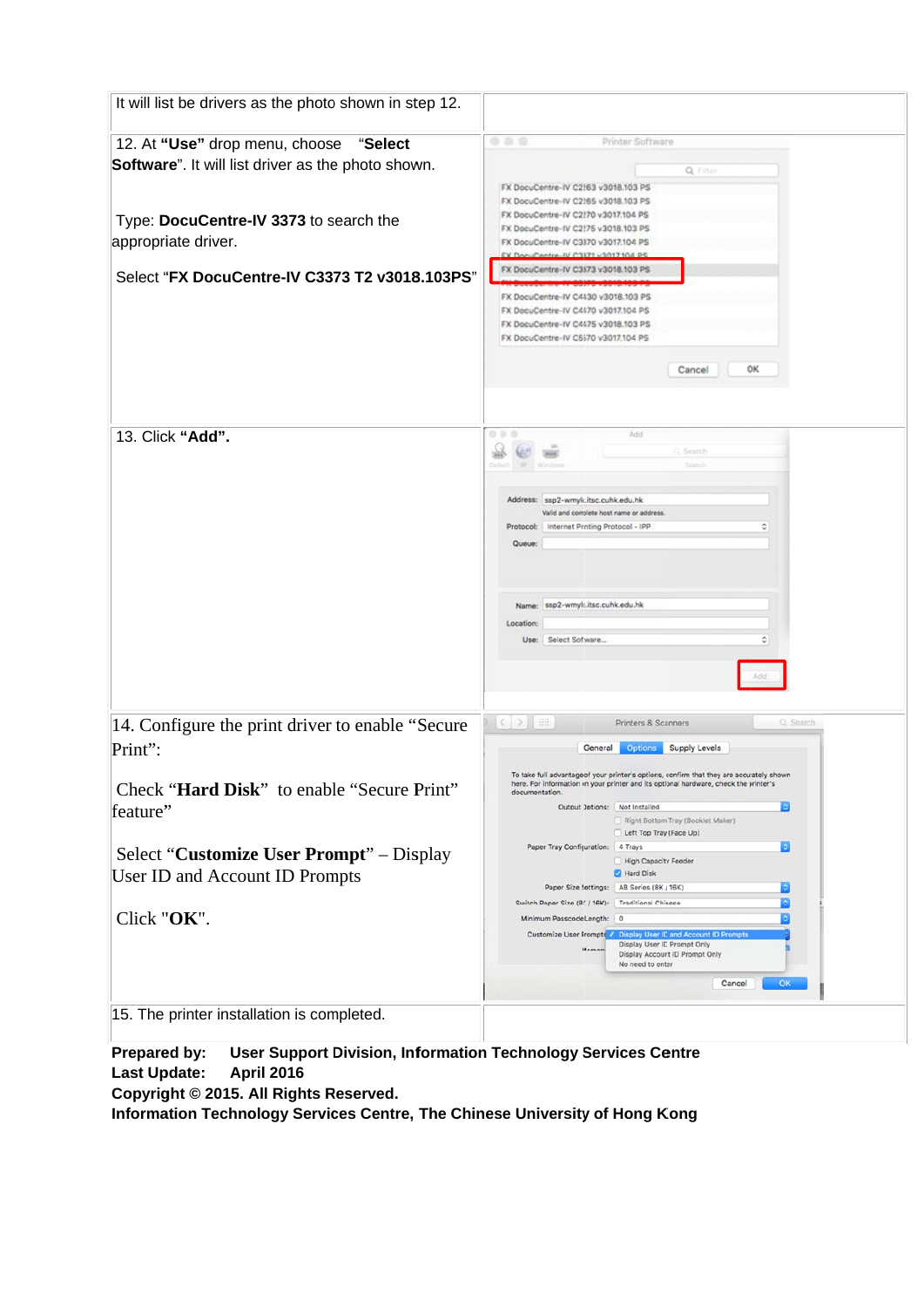| | |
|---|---|
| It will list be drivers as the photo shown in step 12. | |
| 12. At **"Use"** drop menu, choose "**Select Software**". It will list driver as the photo shown.<br><br>Type: **DocuCentre-IV 3373** to search the appropriate driver.<br><br>Select "**FX DocuCentre-IV C3373 T2 v3018.103PS**" | |
| 13. Click **"Add".** | |
| 14. Configure the print driver to enable "Secure Print":<br><br>Check "**Hard Disk**" to enable "Secure Print" feature"<br><br>Select "**Customize User Prompt**" – Display User ID and Account ID Prompts<br><br>Click "**OK**". | |
| 15. The printer installation is completed. | |

**Prepared by:** **User Support Division, Information Technology Services Centre**
**Last Update:** **April 2016**
**Copyright © 2015. All Rights Reserved.**
**Information Technology Services Centre, The Chinese University of Hong Kong**